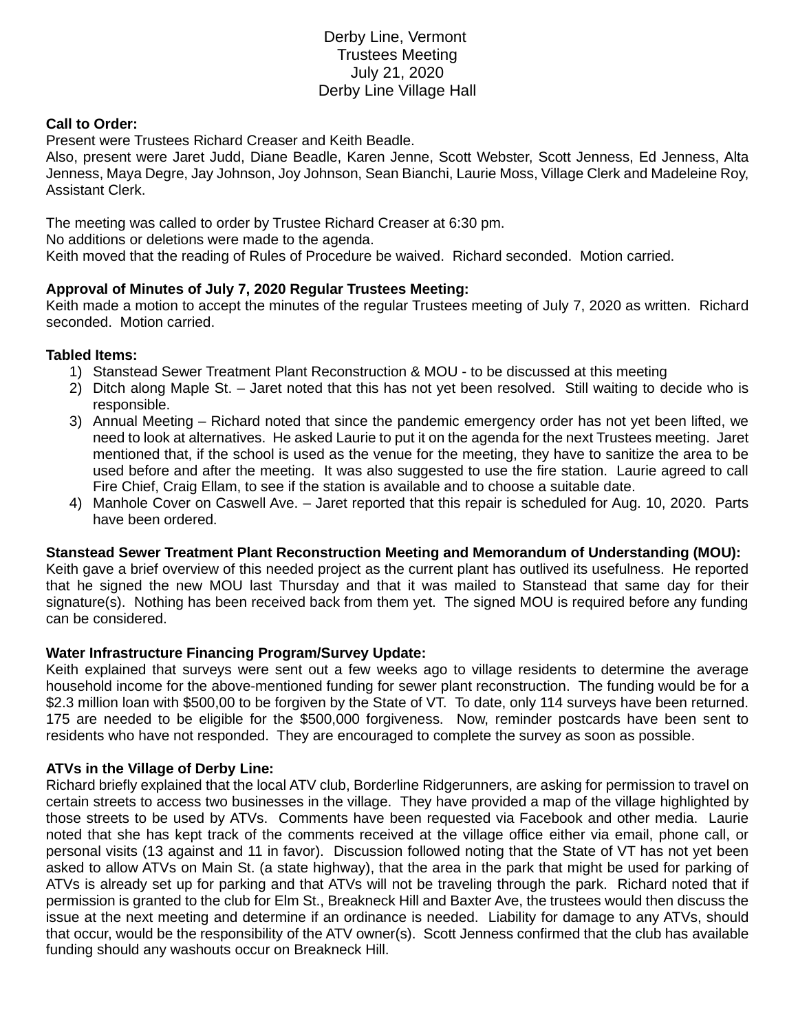# Derby Line, Vermont
## Trustees Meeting
## July 21, 2020
## Derby Line Village Hall

**Call to Order:**
Present were Trustees Richard Creaser and Keith Beadle.
Also, present were Jaret Judd, Diane Beadle, Karen Jenne, Scott Webster, Scott Jenness, Ed Jenness, Alta Jenness, Maya Degre, Jay Johnson, Joy Johnson, Sean Bianchi, Laurie Moss, Village Clerk and Madeleine Roy, Assistant Clerk.

The meeting was called to order by Trustee Richard Creaser at 6:30 pm.
No additions or deletions were made to the agenda.
Keith moved that the reading of Rules of Procedure be waived. Richard seconded. Motion carried.

**Approval of Minutes of July 7, 2020 Regular Trustees Meeting:**
Keith made a motion to accept the minutes of the regular Trustees meeting of July 7, 2020 as written. Richard seconded. Motion carried.

**Tabled Items:**
1) Stanstead Sewer Treatment Plant Reconstruction & MOU - to be discussed at this meeting
2) Ditch along Maple St. – Jaret noted that this has not yet been resolved. Still waiting to decide who is responsible.
3) Annual Meeting – Richard noted that since the pandemic emergency order has not yet been lifted, we need to look at alternatives. He asked Laurie to put it on the agenda for the next Trustees meeting. Jaret mentioned that, if the school is used as the venue for the meeting, they have to sanitize the area to be used before and after the meeting. It was also suggested to use the fire station. Laurie agreed to call Fire Chief, Craig Ellam, to see if the station is available and to choose a suitable date.
4) Manhole Cover on Caswell Ave. – Jaret reported that this repair is scheduled for Aug. 10, 2020. Parts have been ordered.

**Stanstead Sewer Treatment Plant Reconstruction Meeting and Memorandum of Understanding (MOU):**
Keith gave a brief overview of this needed project as the current plant has outlived its usefulness. He reported that he signed the new MOU last Thursday and that it was mailed to Stanstead that same day for their signature(s). Nothing has been received back from them yet. The signed MOU is required before any funding can be considered.

**Water Infrastructure Financing Program/Survey Update:**
Keith explained that surveys were sent out a few weeks ago to village residents to determine the average household income for the above-mentioned funding for sewer plant reconstruction. The funding would be for a $2.3 million loan with $500,00 to be forgiven by the State of VT. To date, only 114 surveys have been returned. 175 are needed to be eligible for the $500,000 forgiveness. Now, reminder postcards have been sent to residents who have not responded. They are encouraged to complete the survey as soon as possible.

**ATVs in the Village of Derby Line:**
Richard briefly explained that the local ATV club, Borderline Ridgerunners, are asking for permission to travel on certain streets to access two businesses in the village. They have provided a map of the village highlighted by those streets to be used by ATVs. Comments have been requested via Facebook and other media. Laurie noted that she has kept track of the comments received at the village office either via email, phone call, or personal visits (13 against and 11 in favor). Discussion followed noting that the State of VT has not yet been asked to allow ATVs on Main St. (a state highway), that the area in the park that might be used for parking of ATVs is already set up for parking and that ATVs will not be traveling through the park. Richard noted that if permission is granted to the club for Elm St., Breakneck Hill and Baxter Ave, the trustees would then discuss the issue at the next meeting and determine if an ordinance is needed. Liability for damage to any ATVs, should that occur, would be the responsibility of the ATV owner(s). Scott Jenness confirmed that the club has available funding should any washouts occur on Breakneck Hill.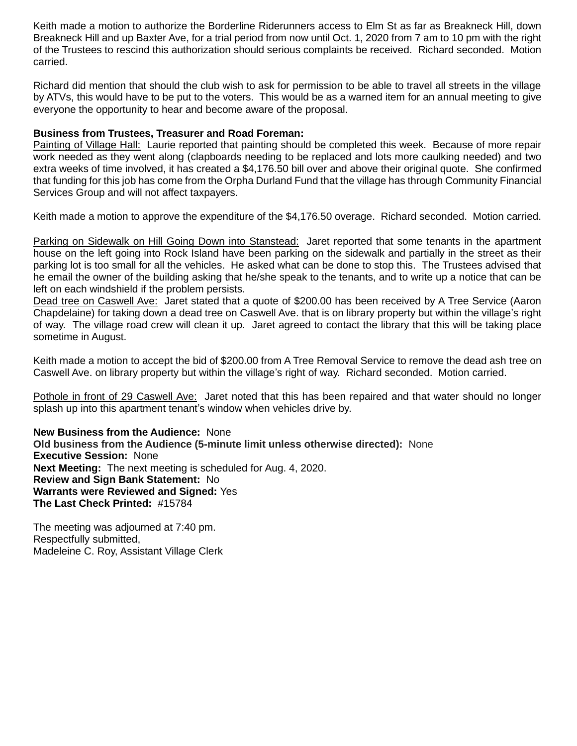Keith made a motion to authorize the Borderline Riderunners access to Elm St as far as Breakneck Hill, down Breakneck Hill and up Baxter Ave, for a trial period from now until Oct. 1, 2020 from 7 am to 10 pm with the right of the Trustees to rescind this authorization should serious complaints be received. Richard seconded. Motion carried.

Richard did mention that should the club wish to ask for permission to be able to travel all streets in the village by ATVs, this would have to be put to the voters. This would be as a warned item for an annual meeting to give everyone the opportunity to hear and become aware of the proposal.

**Business from Trustees, Treasurer and Road Foreman:**
Painting of Village Hall: Laurie reported that painting should be completed this week. Because of more repair work needed as they went along (clapboards needing to be replaced and lots more caulking needed) and two extra weeks of time involved, it has created a $4,176.50 bill over and above their original quote. She confirmed that funding for this job has come from the Orpha Durland Fund that the village has through Community Financial Services Group and will not affect taxpayers.

Keith made a motion to approve the expenditure of the $4,176.50 overage. Richard seconded. Motion carried.

Parking on Sidewalk on Hill Going Down into Stanstead: Jaret reported that some tenants in the apartment house on the left going into Rock Island have been parking on the sidewalk and partially in the street as their parking lot is too small for all the vehicles. He asked what can be done to stop this. The Trustees advised that he email the owner of the building asking that he/she speak to the tenants, and to write up a notice that can be left on each windshield if the problem persists.
Dead tree on Caswell Ave: Jaret stated that a quote of $200.00 has been received by A Tree Service (Aaron Chapdelaine) for taking down a dead tree on Caswell Ave. that is on library property but within the village's right of way. The village road crew will clean it up. Jaret agreed to contact the library that this will be taking place sometime in August.

Keith made a motion to accept the bid of $200.00 from A Tree Removal Service to remove the dead ash tree on Caswell Ave. on library property but within the village's right of way. Richard seconded. Motion carried.

Pothole in front of 29 Caswell Ave: Jaret noted that this has been repaired and that water should no longer splash up into this apartment tenant's window when vehicles drive by.

**New Business from the Audience:** None
**Old business from the Audience (5-minute limit unless otherwise directed):** None
**Executive Session:** None
**Next Meeting:** The next meeting is scheduled for Aug. 4, 2020.
**Review and Sign Bank Statement:** No
**Warrants were Reviewed and Signed:** Yes
**The Last Check Printed:** #15784

The meeting was adjourned at 7:40 pm.
Respectfully submitted,
Madeleine C. Roy, Assistant Village Clerk